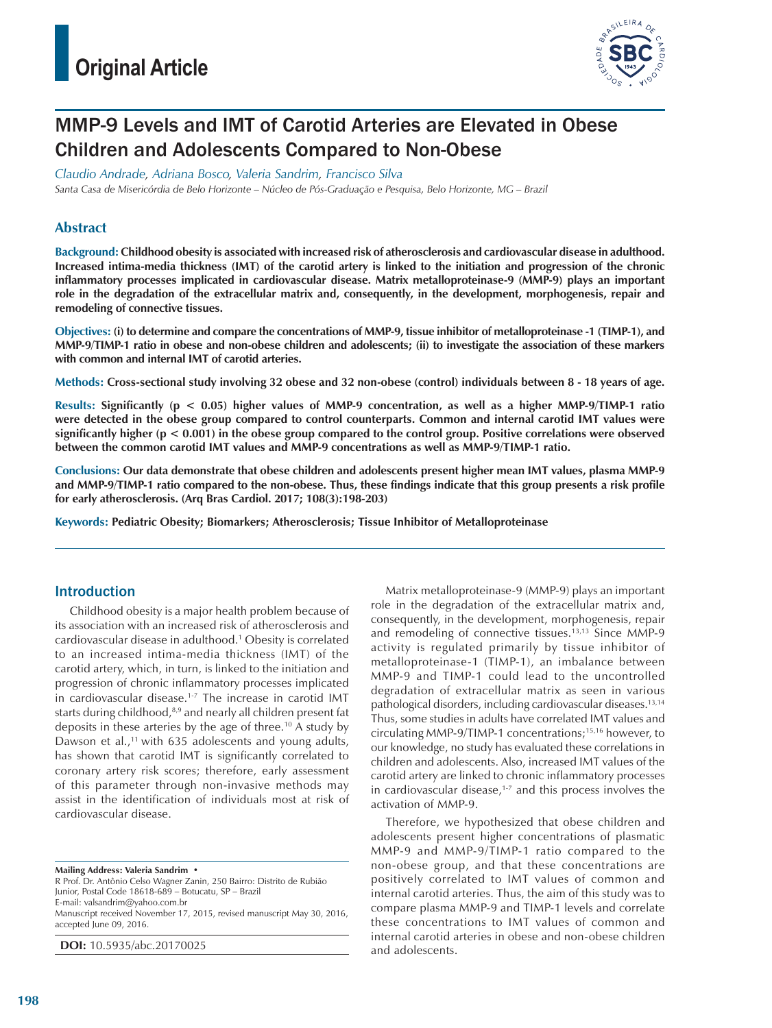Original Article

# MMP-9 Levels and IMT of Carotid Arteries are Elevated in Obese Children and Adolescents Compared to Non-Obese

*Claudio Andrade, Adriana Bosco, Valeria Sandrim, Francisco Silva*

*Santa Casa de Misericórdia de Belo Horizonte – Núcleo de Pós-Graduação e Pesquisa, Belo Horizonte, MG – Brazil*

## Abstract

**Background:** **Childhood obesity is associated with increased risk of atherosclerosis and cardiovascular disease in adulthood. Increased intima-media thickness (IMT) of the carotid artery is linked to the initiation and progression of the chronic inflammatory processes implicated in cardiovascular disease. Matrix metalloproteinase-9 (MMP-9) plays an important role in the degradation of the extracellular matrix and, consequently, in the development, morphogenesis, repair and remodeling of connective tissues.**

**Objectives:** **(i) to determine and compare the concentrations of MMP-9, tissue inhibitor of metalloproteinase -1 (TIMP-1), and MMP-9/TIMP-1 ratio in obese and non-obese children and adolescents; (ii) to investigate the association of these markers with common and internal IMT of carotid arteries.**

**Methods:** **Cross-sectional study involving 32 obese and 32 non-obese (control) individuals between 8 - 18 years of age.**

**Results:** **Significantly ($p < 0.05$) higher values of MMP-9 concentration, as well as a higher MMP-9/TIMP-1 ratio were detected in the obese group compared to control counterparts. Common and internal carotid IMT values were significantly higher ($p < 0.001$) in the obese group compared to the control group. Positive correlations were observed between the common carotid IMT values and MMP-9 concentrations as well as MMP-9/TIMP-1 ratio.**

**Conclusions:** **Our data demonstrate that obese children and adolescents present higher mean IMT values, plasma MMP-9 and MMP-9/TIMP-1 ratio compared to the non-obese. Thus, these findings indicate that this group presents a risk profile for early atherosclerosis. (Arq Bras Cardiol. 2017; 108(3):198-203)**

**Keywords:** **Pediatric Obesity; Biomarkers; Atherosclerosis; Tissue Inhibitor of Metalloproteinase**

## Introduction

Childhood obesity is a major health problem because of its association with an increased risk of atherosclerosis and cardiovascular disease in adulthood.[1] Obesity is correlated to an increased intima-media thickness (IMT) of the carotid artery, which, in turn, is linked to the initiation and progression of chronic inflammatory processes implicated in cardiovascular disease.[1-7] The increase in carotid IMT starts during childhood,[8,9] and nearly all children present fat deposits in these arteries by the age of three.[10] A study by Dawson et al.,[11] with 635 adolescents and young adults, has shown that carotid IMT is significantly correlated to coronary artery risk scores; therefore, early assessment of this parameter through non-invasive methods may assist in the identification of individuals most at risk of cardiovascular disease.

Matrix metalloproteinase-9 (MMP-9) plays an important role in the degradation of the extracellular matrix and, consequently, in the development, morphogenesis, repair and remodeling of connective tissues.[13,13] Since MMP-9 activity is regulated primarily by tissue inhibitor of metalloproteinase-1 (TIMP-1), an imbalance between MMP-9 and TIMP-1 could lead to the uncontrolled degradation of extracellular matrix as seen in various pathological disorders, including cardiovascular diseases.[13,14] Thus, some studies in adults have correlated IMT values and circulating MMP-9/TIMP-1 concentrations;[15,16] however, to our knowledge, no study has evaluated these correlations in children and adolescents. Also, increased IMT values of the carotid artery are linked to chronic inflammatory processes in cardiovascular disease,[1-7] and this process involves the activation of MMP-9.

Therefore, we hypothesized that obese children and adolescents present higher concentrations of plasmatic MMP-9 and MMP-9/TIMP-1 ratio compared to the non-obese group, and that these concentrations are positively correlated to IMT values of common and internal carotid arteries. Thus, the aim of this study was to compare plasma MMP-9 and TIMP-1 levels and correlate these concentrations to IMT values of common and internal carotid arteries in obese and non-obese children and adolescents.

**Mailing Address: Valeria Sandrim •**
R Prof. Dr. Antônio Celso Wagner Zanin, 250 Bairro: Distrito de Rubião Junior, Postal Code 18618-689 – Botucatu, SP – Brazil
E-mail: valsandrim@yahoo.com.br
Manuscript received November 17, 2015, revised manuscript May 30, 2016, accepted June 09, 2016.

**DOI:** 10.5935/abc.20170025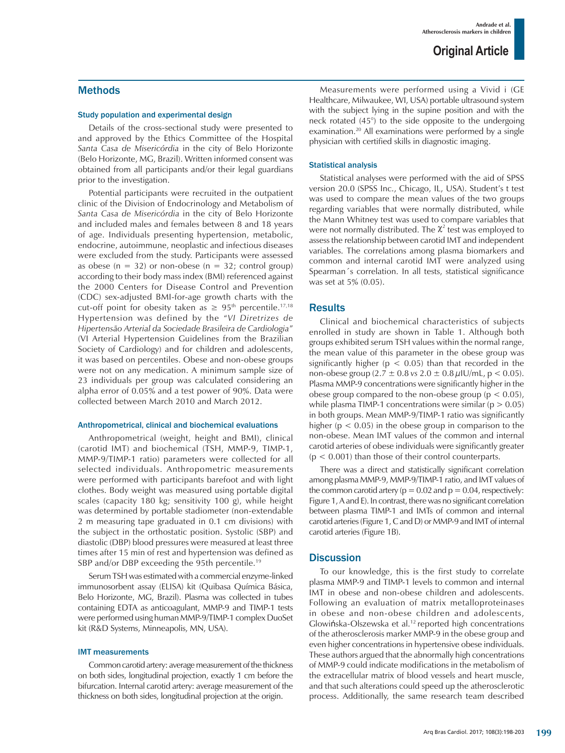## Methods

### Study population and experimental design

Details of the cross-sectional study were presented to and approved by the Ethics Committee of the Hospital *Santa Casa de Misericórdia* in the city of Belo Horizonte (Belo Horizonte, MG, Brazil). Written informed consent was obtained from all participants and/or their legal guardians prior to the investigation.

Potential participants were recruited in the outpatient clinic of the Division of Endocrinology and Metabolism of *Santa Casa de Misericórdia* in the city of Belo Horizonte and included males and females between 8 and 18 years of age. Individuals presenting hypertension, metabolic, endocrine, autoimmune, neoplastic and infectious diseases were excluded from the study. Participants were assessed as obese (n = 32) or non-obese (n = 32; control group) according to their body mass index (BMI) referenced against the 2000 Centers for Disease Control and Prevention (CDC) sex-adjusted BMI-for-age growth charts with the cut-off point for obesity taken as $\geq$ 95th percentile.[17,18] Hypertension was defined by the "*VI Diretrizes de Hipertensão Arterial da Sociedade Brasileira de Cardiologia*" (VI Arterial Hypertension Guidelines from the Brazilian Society of Cardiology) and for children and adolescents, it was based on percentiles. Obese and non-obese groups were not on any medication. A minimum sample size of 23 individuals per group was calculated considering an alpha error of 0.05% and a test power of 90%. Data were collected between March 2010 and March 2012.

### Anthropometrical, clinical and biochemical evaluations

Anthropometrical (weight, height and BMI), clinical (carotid IMT) and biochemical (TSH, MMP-9, TIMP-1, MMP-9/TIMP-1 ratio) parameters were collected for all selected individuals. Anthropometric measurements were performed with participants barefoot and with light clothes. Body weight was measured using portable digital scales (capacity 180 kg; sensitivity 100 g), while height was determined by portable stadiometer (non-extendable 2 m measuring tape graduated in 0.1 cm divisions) with the subject in the orthostatic position. Systolic (SBP) and diastolic (DBP) blood pressures were measured at least three times after 15 min of rest and hypertension was defined as SBP and/or DBP exceeding the 95th percentile.[19]

Serum TSH was estimated with a commercial enzyme-linked immunosorbent assay (ELISA) kit (Quibasa Química Básica, Belo Horizonte, MG, Brazil). Plasma was collected in tubes containing EDTA as anticoagulant, MMP-9 and TIMP-1 tests were performed using human MMP-9/TIMP-1 complex DuoSet kit (R&D Systems, Minneapolis, MN, USA).

### IMT measurements

Common carotid artery: average measurement of the thickness on both sides, longitudinal projection, exactly 1 cm before the bifurcation. Internal carotid artery: average measurement of the thickness on both sides, longitudinal projection at the origin.

Measurements were performed using a Vivid i (GE Healthcare, Milwaukee, WI, USA) portable ultrasound system with the subject lying in the supine position and with the neck rotated (45°) to the side opposite to the undergoing examination.[20] All examinations were performed by a single physician with certified skills in diagnostic imaging.

### Statistical analysis

Statistical analyses were performed with the aid of SPSS version 20.0 (SPSS Inc., Chicago, IL, USA). Student's t test was used to compare the mean values of the two groups regarding variables that were normally distributed, while the Mann Whitney test was used to compare variables that were not normally distributed. The $\chi^2$ test was employed to assess the relationship between carotid IMT and independent variables. The correlations among plasma biomarkers and common and internal carotid IMT were analyzed using Spearman´s correlation. In all tests, statistical significance was set at 5% (0.05).

## Results

Clinical and biochemical characteristics of subjects enrolled in study are shown in Table 1. Although both groups exhibited serum TSH values within the normal range, the mean value of this parameter in the obese group was significantly higher ($p < 0.05$) than that recorded in the non-obese group (2.7 ± 0.8 *vs* 2.0 ± 0.8 $\mu$IU/mL, $p < 0.05$). Plasma MMP-9 concentrations were significantly higher in the obese group compared to the non-obese group ($p < 0.05$), while plasma TIMP-1 concentrations were similar ($p > 0.05$) in both groups. Mean MMP-9/TIMP-1 ratio was significantly higher ($p < 0.05$) in the obese group in comparison to the non-obese. Mean IMT values of the common and internal carotid arteries of obese individuals were significantly greater ($p < 0.001$) than those of their control counterparts.

There was a direct and statistically significant correlation among plasma MMP-9, MMP-9/TIMP-1 ratio, and IMT values of the common carotid artery ($p = 0.02$ and $p = 0.04$, respectively: Figure 1, A and E). In contrast, there was no significant correlation between plasma TIMP-1 and IMTs of common and internal carotid arteries (Figure 1, C and D) or MMP-9 and IMT of internal carotid arteries (Figure 1B).

## Discussion

To our knowledge, this is the first study to correlate plasma MMP-9 and TIMP-1 levels to common and internal IMT in obese and non-obese children and adolescents. Following an evaluation of matrix metalloproteinases in obese and non-obese children and adolescents, Glowińska-Olszewska et al.[12] reported high concentrations of the atherosclerosis marker MMP-9 in the obese group and even higher concentrations in hypertensive obese individuals. These authors argued that the abnormally high concentrations of MMP-9 could indicate modifications in the metabolism of the extracellular matrix of blood vessels and heart muscle, and that such alterations could speed up the atherosclerotic process. Additionally, the same research team described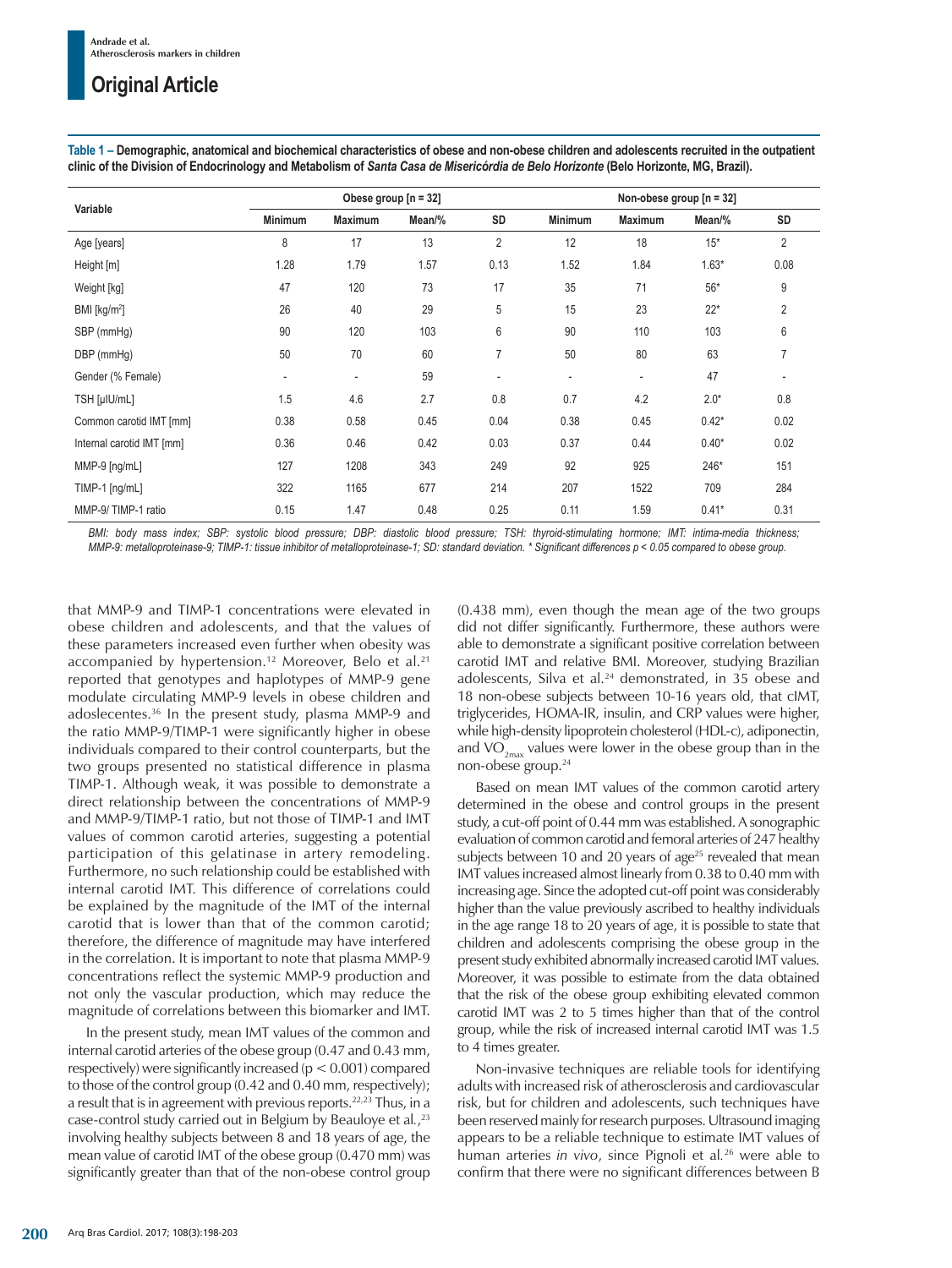**Table 1 – Demographic, anatomical and biochemical characteristics of obese and non-obese children and adolescents recruited in the outpatient clinic of the Division of Endocrinology and Metabolism of *Santa Casa de Misericórdia de Belo Horizonte* (Belo Horizonte, MG, Brazil).**

| Variable | Obese group [n = 32] | | | | Non-obese group [n = 32] | | | |
|---|---|---|---|---|---|---|---|---|
| | Minimum | Maximum | Mean/% | SD | Minimum | Maximum | Mean/% | SD |
| Age [years] | 8 | 17 | 13 | 2 | 12 | 18 | 15* | 2 |
| Height [m] | 1.28 | 1.79 | 1.57 | 0.13 | 1.52 | 1.84 | 1.63* | 0.08 |
| Weight [kg] | 47 | 120 | 73 | 17 | 35 | 71 | 56* | 9 |
| BMI [kg/m$^2$] | 26 | 40 | 29 | 5 | 15 | 23 | 22* | 2 |
| SBP (mmHg) | 90 | 120 | 103 | 6 | 90 | 110 | 103 | 6 |
| DBP (mmHg) | 50 | 70 | 60 | 7 | 50 | 80 | 63 | 7 |
| Gender (% Female) | - | - | 59 | - | - | - | 47 | - |
| TSH [µIU/mL] | 1.5 | 4.6 | 2.7 | 0.8 | 0.7 | 4.2 | 2.0* | 0.8 |
| Common carotid IMT [mm] | 0.38 | 0.58 | 0.45 | 0.04 | 0.38 | 0.45 | 0.42* | 0.02 |
| Internal carotid IMT [mm] | 0.36 | 0.46 | 0.42 | 0.03 | 0.37 | 0.44 | 0.40* | 0.02 |
| MMP-9 [ng/mL] | 127 | 1208 | 343 | 249 | 92 | 925 | 246* | 151 |
| TIMP-1 [ng/mL] | 322 | 1165 | 677 | 214 | 207 | 1522 | 709 | 284 |
| MMP-9/ TIMP-1 ratio | 0.15 | 1.47 | 0.48 | 0.25 | 0.11 | 1.59 | 0.41* | 0.31 |

*BMI: body mass index; SBP: systolic blood pressure; DBP: diastolic blood pressure; TSH: thyroid-stimulating hormone; IMT: intima-media thickness; MMP-9: metalloproteinase-9; TIMP-1: tissue inhibitor of metalloproteinase-1; SD: standard deviation. * Significant differences p < 0.05 compared to obese group.*

that MMP-9 and TIMP-1 concentrations were elevated in obese children and adolescents, and that the values of these parameters increased even further when obesity was accompanied by hypertension.[12] Moreover, Belo et al.[21] reported that genotypes and haplotypes of MMP-9 gene modulate circulating MMP-9 levels in obese children and adoslecentes.[36] In the present study, plasma MMP-9 and the ratio MMP-9/TIMP-1 were significantly higher in obese individuals compared to their control counterparts, but the two groups presented no statistical difference in plasma TIMP-1. Although weak, it was possible to demonstrate a direct relationship between the concentrations of MMP-9 and MMP-9/TIMP-1 ratio, but not those of TIMP-1 and IMT values of common carotid arteries, suggesting a potential participation of this gelatinase in artery remodeling. Furthermore, no such relationship could be established with internal carotid IMT. This difference of correlations could be explained by the magnitude of the IMT of the internal carotid that is lower than that of the common carotid; therefore, the difference of magnitude may have interfered in the correlation. It is important to note that plasma MMP-9 concentrations reflect the systemic MMP-9 production and not only the vascular production, which may reduce the magnitude of correlations between this biomarker and IMT.

In the present study, mean IMT values of the common and internal carotid arteries of the obese group (0.47 and 0.43 mm, respectively) were significantly increased ($p < 0.001$) compared to those of the control group (0.42 and 0.40 mm, respectively); a result that is in agreement with previous reports.[22,23] Thus, in a case-control study carried out in Belgium by Beauloye et al.,[23] involving healthy subjects between 8 and 18 years of age, the mean value of carotid IMT of the obese group (0.470 mm) was significantly greater than that of the non-obese control group (0.438 mm), even though the mean age of the two groups did not differ significantly. Furthermore, these authors were able to demonstrate a significant positive correlation between carotid IMT and relative BMI. Moreover, studying Brazilian adolescents, Silva et al.[24] demonstrated, in 35 obese and 18 non-obese subjects between 10-16 years old, that cIMT, triglycerides, HOMA-IR, insulin, and CRP values were higher, while high-density lipoprotein cholesterol (HDL-c), adiponectin, and $VO_{2max}$ values were lower in the obese group than in the non-obese group.[24]

Based on mean IMT values of the common carotid artery determined in the obese and control groups in the present study, a cut-off point of 0.44 mm was established. A sonographic evaluation of common carotid and femoral arteries of 247 healthy subjects between 10 and 20 years of age[25] revealed that mean IMT values increased almost linearly from 0.38 to 0.40 mm with increasing age. Since the adopted cut-off point was considerably higher than the value previously ascribed to healthy individuals in the age range 18 to 20 years of age, it is possible to state that children and adolescents comprising the obese group in the present study exhibited abnormally increased carotid IMT values. Moreover, it was possible to estimate from the data obtained that the risk of the obese group exhibiting elevated common carotid IMT was 2 to 5 times higher than that of the control group, while the risk of increased internal carotid IMT was 1.5 to 4 times greater.

Non-invasive techniques are reliable tools for identifying adults with increased risk of atherosclerosis and cardiovascular risk, but for children and adolescents, such techniques have been reserved mainly for research purposes. Ultrasound imaging appears to be a reliable technique to estimate IMT values of human arteries *in vivo*, since Pignoli et al.[26] were able to confirm that there were no significant differences between B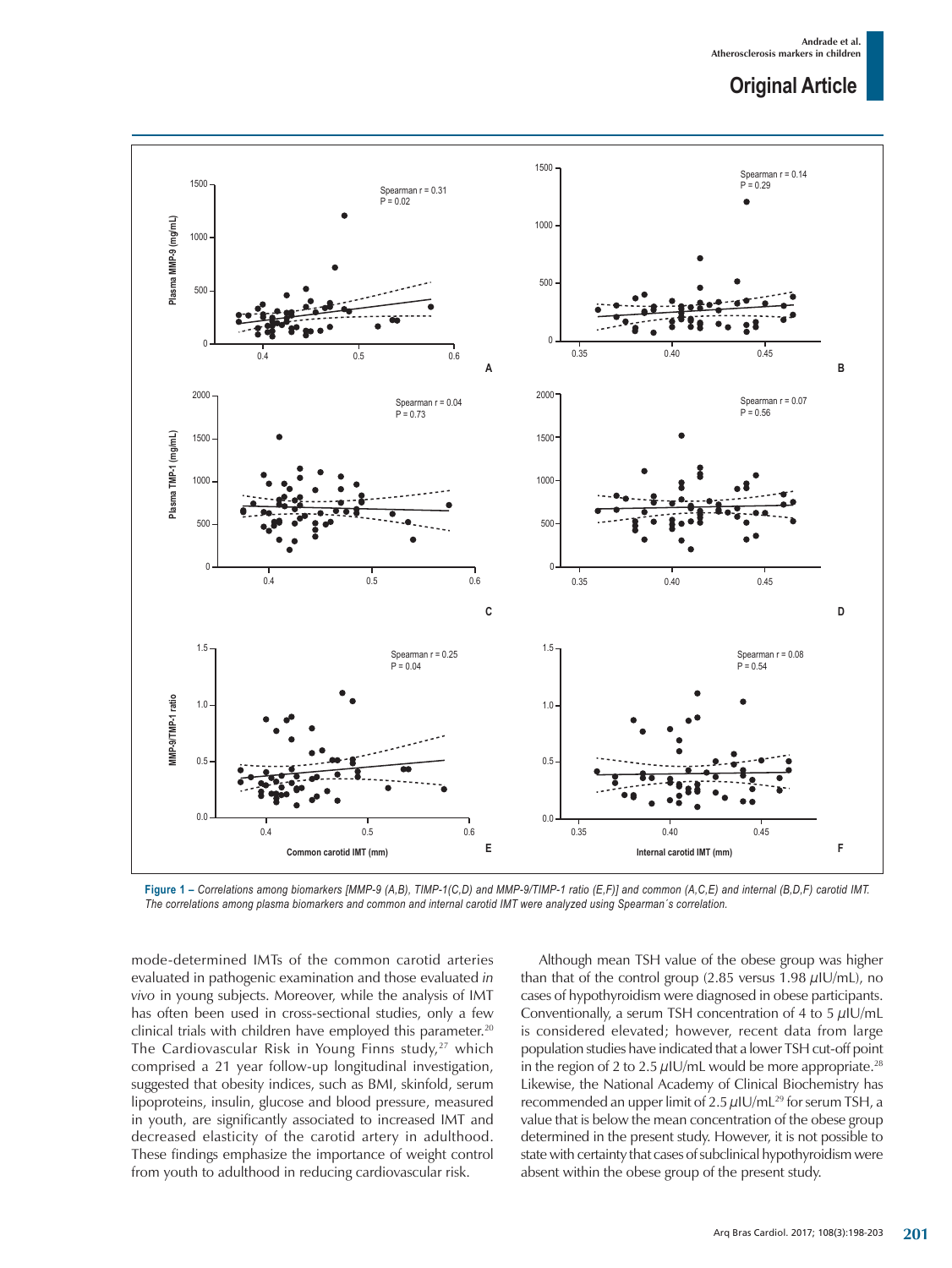Figure 1 – *Correlations among biomarkers [MMP-9 (A,B), TIMP-1(C,D) and MMP-9/TIMP-1 ratio (E,F)] and common (A,C,E) and internal (B,D,F) carotid IMT. The correlations among plasma biomarkers and common and internal carotid IMT were analyzed using Spearman´s correlation.*

mode-determined IMTs of the common carotid arteries evaluated in pathogenic examination and those evaluated *in vivo* in young subjects. Moreover, while the analysis of IMT has often been used in cross-sectional studies, only a few clinical trials with children have employed this parameter.[20] The Cardiovascular Risk in Young Finns study,[27] which comprised a 21 year follow-up longitudinal investigation, suggested that obesity indices, such as BMI, skinfold, serum lipoproteins, insulin, glucose and blood pressure, measured in youth, are significantly associated to increased IMT and decreased elasticity of the carotid artery in adulthood. These findings emphasize the importance of weight control from youth to adulthood in reducing cardiovascular risk.

Although mean TSH value of the obese group was higher than that of the control group (2.85 versus 1.98 $\mu$IU/mL), no cases of hypothyroidism were diagnosed in obese participants. Conventionally, a serum TSH concentration of 4 to 5 $\mu$IU/mL is considered elevated; however, recent data from large population studies have indicated that a lower TSH cut-off point in the region of 2 to 2.5 $\mu$IU/mL would be more appropriate.[28] Likewise, the National Academy of Clinical Biochemistry has recommended an upper limit of 2.5 $\mu$IU/mL[29] for serum TSH, a value that is below the mean concentration of the obese group determined in the present study. However, it is not possible to state with certainty that cases of subclinical hypothyroidism were absent within the obese group of the present study.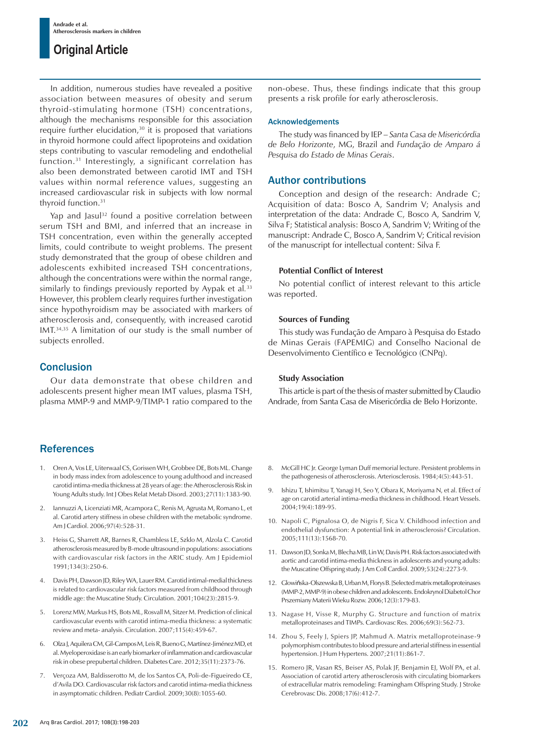In addition, numerous studies have revealed a positive association between measures of obesity and serum thyroid-stimulating hormone (TSH) concentrations, although the mechanisms responsible for this association require further elucidation,[30] it is proposed that variations in thyroid hormone could affect lipoproteins and oxidation steps contributing to vascular remodeling and endothelial function.[31] Interestingly, a significant correlation has also been demonstrated between carotid IMT and TSH values within normal reference values, suggesting an increased cardiovascular risk in subjects with low normal thyroid function.[31]

Yap and Jasul[32] found a positive correlation between serum TSH and BMI, and inferred that an increase in TSH concentration, even within the generally accepted limits, could contribute to weight problems. The present study demonstrated that the group of obese children and adolescents exhibited increased TSH concentrations, although the concentrations were within the normal range, similarly to findings previously reported by Aypak et al.[33] However, this problem clearly requires further investigation since hypothyroidism may be associated with markers of atherosclerosis and, consequently, with increased carotid IMT.[34,35] A limitation of our study is the small number of subjects enrolled.

## Conclusion

Our data demonstrate that obese children and adolescents present higher mean IMT values, plasma TSH, plasma MMP-9 and MMP-9/TIMP-1 ratio compared to the non-obese. Thus, these findings indicate that this group presents a risk profile for early atherosclerosis.

### Acknowledgements

The study was financed by IEP – *Santa Casa de Misericórdia de Belo Horizonte*, MG, Brazil and *Fundação de Amparo á Pesquisa do Estado de Minas Gerais*.

## Author contributions

Conception and design of the research: Andrade C; Acquisition of data: Bosco A, Sandrim V; Analysis and interpretation of the data: Andrade C, Bosco A, Sandrim V, Silva F; Statistical analysis: Bosco A, Sandrim V; Writing of the manuscript: Andrade C, Bosco A, Sandrim V; Critical revision of the manuscript for intellectual content: Silva F.

### Potential Conflict of Interest

No potential conflict of interest relevant to this article was reported.

### Sources of Funding

This study was Fundação de Amparo à Pesquisa do Estado de Minas Gerais (FAPEMIG) and Conselho Nacional de Desenvolvimento Científico e Tecnológico (CNPq).

### Study Association

This article is part of the thesis of master submitted by Claudio Andrade, from Santa Casa de Misericórdia de Belo Horizonte.

## References

1. Oren A, Vos LE, Uiterwaal CS, Gorissen WH, Grobbee DE, Bots ML. Change in body mass index from adolescence to young adulthood and increased carotid intima-media thickness at 28 years of age: the Atherosclerosis Risk in Young Adults study. Int J Obes Relat Metab Disord. 2003;27(11):1383-90.
2. Iannuzzi A, Licenziati MR, Acampora C, Renis M, Agrusta M, Romano L, et al. Carotid artery stiffness in obese children with the metabolic syndrome. Am J Cardiol. 2006;97(4):528-31.
3. Heiss G, Sharrett AR, Barnes R, Chambless LE, Szklo M, Alzola C. Carotid atherosclerosis measured by B-mode ultrasound in populations: associations with cardiovascular risk factors in the ARIC study. Am J Epidemiol 1991;134(3):250-6.
4. Davis PH, Dawson JD, Riley WA, Lauer RM. Carotid intimal-medial thickness is related to cardiovascular risk factors measured from childhood through middle age: the Muscatine Study. Circulation. 2001;104(23):2815-9.
5. Lorenz MW, Markus HS, Bots ML, Rosvall M, Sitzer M. Prediction of clinical cardiovascular events with carotid intima-media thickness: a systematic review and meta- analysis. Circulation. 2007;115(4):459-67.
6. Olza J, Aguilera CM, Gil-Campos M, Leis R, Bueno G, Martínez-Jiménez MD, et al. Myeloperoxidase is an early biomarker of inflammation and cardiovascular risk in obese prepubertal children. Diabetes Care. 2012;35(11):2373-76.
7. Verçoza AM, Baldisserotto M, de los Santos CA, Poli-de-Figueiredo CE, d'Avila DO. Cardiovascular risk factors and carotid intima-media thickness in asymptomatic children. Pediatr Cardiol. 2009;30(8):1055-60.
8. McGill HC Jr. George Lyman Duff memorial lecture. Persistent problems in the pathogenesis of atherosclerosis. Arteriosclerosis. 1984;4(5):443-51.
9. Ishizu T, Ishimitsu T, Yanagi H, Seo Y, Obara K, Moriyama N, et al. Effect of age on carotid arterial intima-media thickness in childhood. Heart Vessels. 2004;19(4):189-95.
10. Napoli C, Pignalosa O, de Nigris F, Sica V. Childhood infection and endothelial dysfunction: A potential link in atherosclerosis? Circulation. 2005;111(13):1568-70.
11. Dawson JD, Sonka M, Blecha MB, Lin W, Davis PH. Risk factors associated with aortic and carotid intima-media thickness in adolescents and young adults: the Muscatine Offspring study. J Am Coll Cardiol. 2009;53(24):2273-9.
12. Głowińska-Olszewska B, Urban M, Florys B. [Selected matrix metalloproteinases (MMP-2, MMP-9) in obese children and adolescents. Endokrynol Diabetol Chor Przemiany Materii Wieku Rozw. 2006;12(3):179-83.
13. Nagase H, Visse R, Murphy G. Structure and function of matrix metalloproteinases and TIMPs. Cardiovasc Res. 2006;69(3):562-73.
14. Zhou S, Feely J, Spiers JP, Mahmud A. Matrix metalloproteinase-9 polymorphism contributes to blood pressure and arterial stiffness in essential hypertension. J Hum Hypertens. 2007;21(11):861-7.
15. Romero JR, Vasan RS, Beiser AS, Polak JF, Benjamin EJ, Wolf PA, et al. Association of carotid artery atherosclerosis with circulating biomarkers of extracellular matrix remodeling: Framingham Offspring Study. J Stroke Cerebrovasc Dis. 2008;17(6):412-7.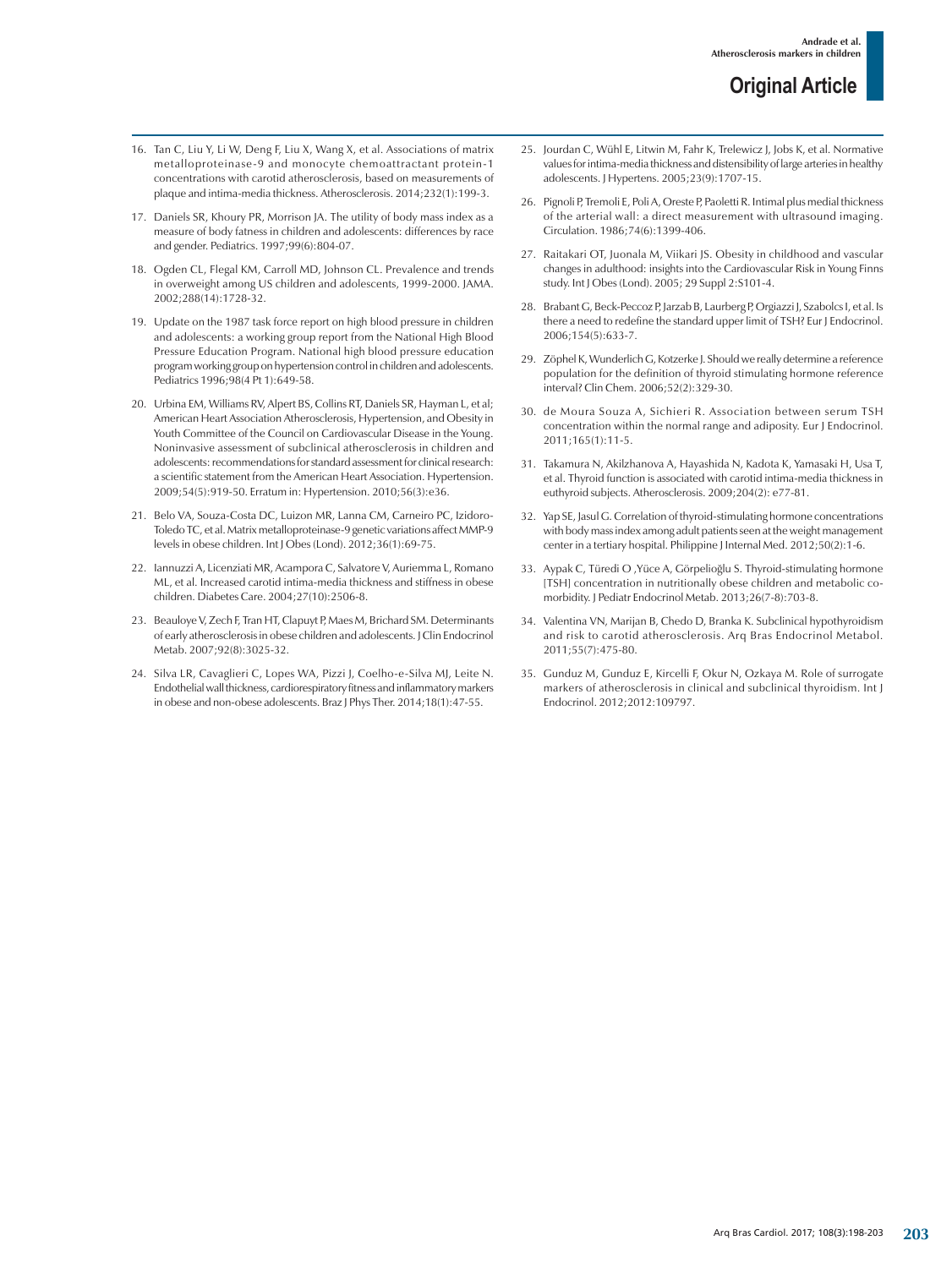16. Tan C, Liu Y, Li W, Deng F, Liu X, Wang X, et al. Associations of matrix metalloproteinase-9 and monocyte chemoattractant protein-1 concentrations with carotid atherosclerosis, based on measurements of plaque and intima-media thickness. Atherosclerosis. 2014;232(1):199-3.

17. Daniels SR, Khoury PR, Morrison JA. The utility of body mass index as a measure of body fatness in children and adolescents: differences by race and gender. Pediatrics. 1997;99(6):804-07.

18. Ogden CL, Flegal KM, Carroll MD, Johnson CL. Prevalence and trends in overweight among US children and adolescents, 1999-2000. JAMA. 2002;288(14):1728-32.

19. Update on the 1987 task force report on high blood pressure in children and adolescents: a working group report from the National High Blood Pressure Education Program. National high blood pressure education program working group on hypertension control in children and adolescents. Pediatrics 1996;98(4 Pt 1):649-58.

20. Urbina EM, Williams RV, Alpert BS, Collins RT, Daniels SR, Hayman L, et al; American Heart Association Atherosclerosis, Hypertension, and Obesity in Youth Committee of the Council on Cardiovascular Disease in the Young. Noninvasive assessment of subclinical atherosclerosis in children and adolescents: recommendations for standard assessment for clinical research: a scientific statement from the American Heart Association. Hypertension. 2009;54(5):919-50. Erratum in: Hypertension. 2010;56(3):e36.

21. Belo VA, Souza-Costa DC, Luizon MR, Lanna CM, Carneiro PC, Izidoro-Toledo TC, et al. Matrix metalloproteinase-9 genetic variations affect MMP-9 levels in obese children. Int J Obes (Lond). 2012;36(1):69-75.

22. Iannuzzi A, Licenziati MR, Acampora C, Salvatore V, Auriemma L, Romano ML, et al. Increased carotid intima-media thickness and stiffness in obese children. Diabetes Care. 2004;27(10):2506-8.

23. Beauloye V, Zech F, Tran HT, Clapuyt P, Maes M, Brichard SM. Determinants of early atherosclerosis in obese children and adolescents. J Clin Endocrinol Metab. 2007;92(8):3025-32.

24. Silva LR, Cavaglieri C, Lopes WA, Pizzi J, Coelho-e-Silva MJ, Leite N. Endothelial wall thickness, cardiorespiratory fitness and inflammatory markers in obese and non-obese adolescents. Braz J Phys Ther. 2014;18(1):47-55.

25. Jourdan C, Wühl E, Litwin M, Fahr K, Trelewicz J, Jobs K, et al. Normative values for intima-media thickness and distensibility of large arteries in healthy adolescents. J Hypertens. 2005;23(9):1707-15.

26. Pignoli P, Tremoli E, Poli A, Oreste P, Paoletti R. Intimal plus medial thickness of the arterial wall: a direct measurement with ultrasound imaging. Circulation. 1986;74(6):1399-406.

27. Raitakari OT, Juonala M, Viikari JS. Obesity in childhood and vascular changes in adulthood: insights into the Cardiovascular Risk in Young Finns study. Int J Obes (Lond). 2005; 29 Suppl 2:S101-4.

28. Brabant G, Beck-Peccoz P, Jarzab B, Laurberg P, Orgiazzi J, Szabolcs I, et al. Is there a need to redefine the standard upper limit of TSH? Eur J Endocrinol. 2006;154(5):633-7.

29. Zöphel K, Wunderlich G, Kotzerke J. Should we really determine a reference population for the definition of thyroid stimulating hormone reference interval? Clin Chem. 2006;52(2):329-30.

30. de Moura Souza A, Sichieri R. Association between serum TSH concentration within the normal range and adiposity. Eur J Endocrinol. 2011;165(1):11-5.

31. Takamura N, Akilzhanova A, Hayashida N, Kadota K, Yamasaki H, Usa T, et al. Thyroid function is associated with carotid intima-media thickness in euthyroid subjects. Atherosclerosis. 2009;204(2): e77-81.

32. Yap SE, Jasul G. Correlation of thyroid-stimulating hormone concentrations with body mass index among adult patients seen at the weight management center in a tertiary hospital. Philippine J Internal Med. 2012;50(2):1-6.

33. Aypak C, Türedi O ,Yüce A, Görpelioğlu S. Thyroid-stimulating hormone [TSH] concentration in nutritionally obese children and metabolic co-morbidity. J Pediatr Endocrinol Metab. 2013;26(7-8):703-8.

34. Valentina VN, Marijan B, Chedo D, Branka K. Subclinical hypothyroidism and risk to carotid atherosclerosis. Arq Bras Endocrinol Metabol. 2011;55(7):475-80.

35. Gunduz M, Gunduz E, Kircelli F, Okur N, Ozkaya M. Role of surrogate markers of atherosclerosis in clinical and subclinical thyroidism. Int J Endocrinol. 2012;2012:109797.